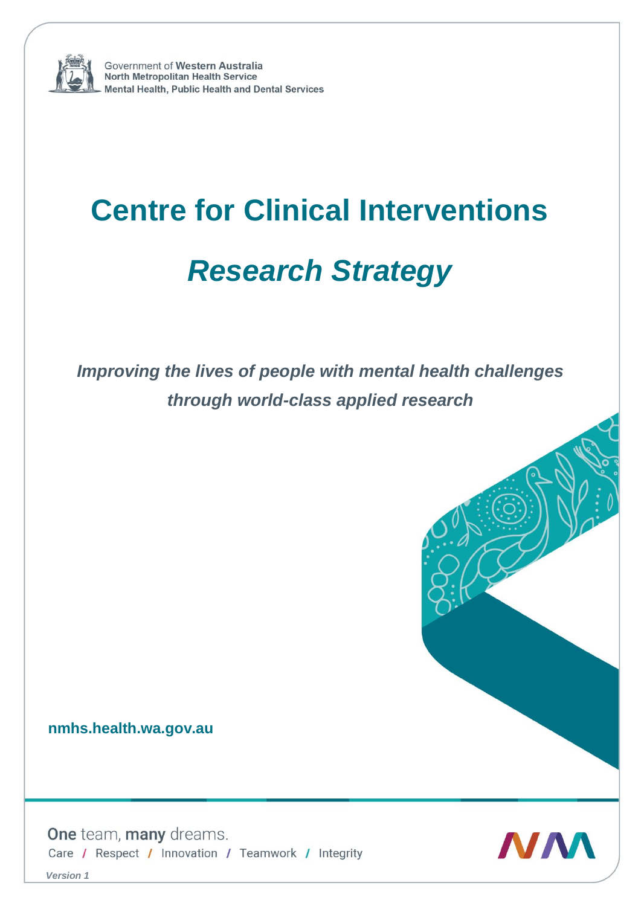Government of **Western Australia**
**North Metropolitan Health Service**
**Mental Health, Public Health and Dental Services**

# Centre for Clinical Interventions

## *Research Strategy*

***Improving the lives of people with mental health challenges through world-class applied research***

**nmhs.health.wa.gov.au**

**One** team, **many** dreams.

Care / Respect / Innovation / Teamwork / Integrity

***Version 1***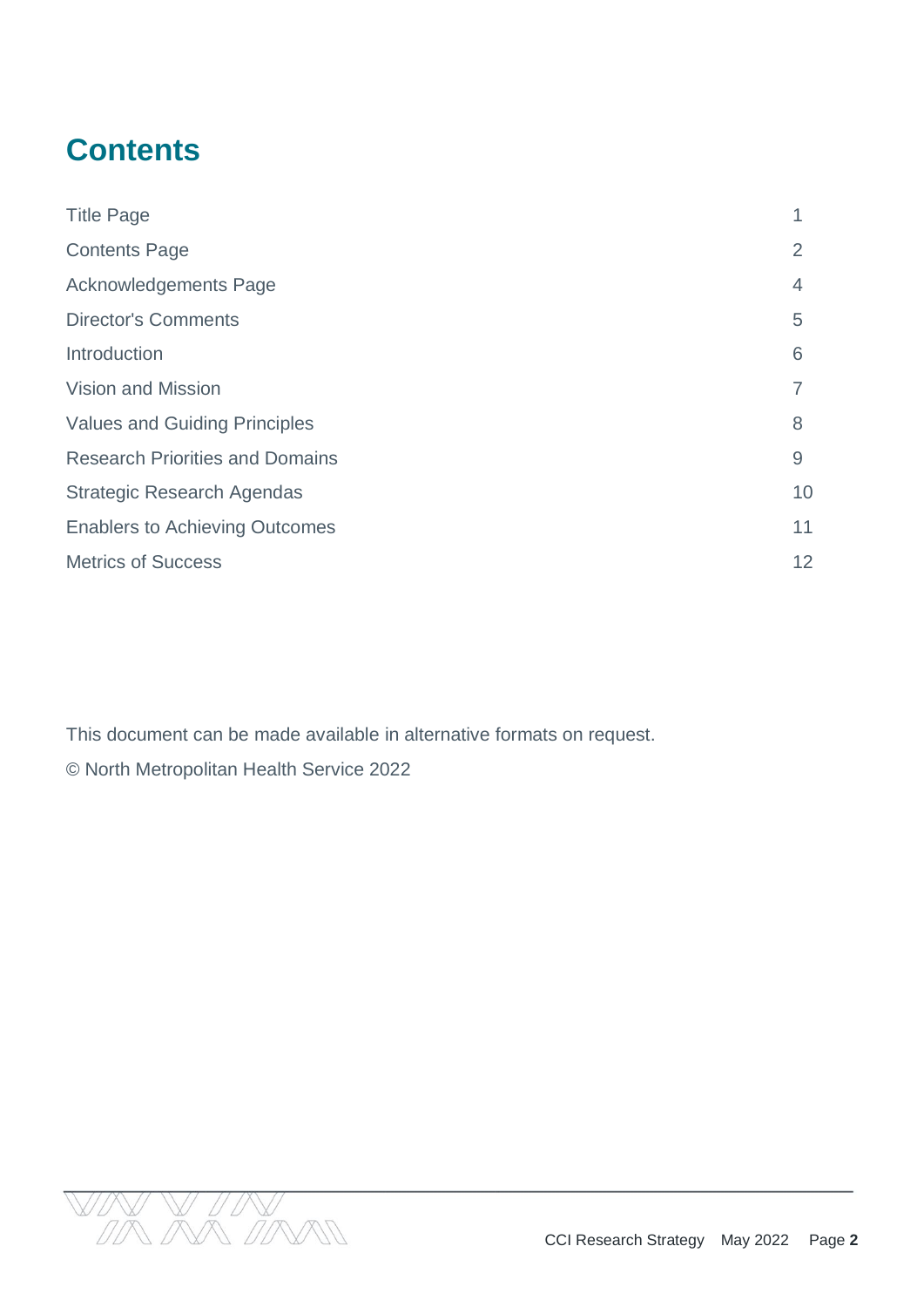# Contents

| | |
|---|---|
| Title Page | 1 |
| Contents Page | 2 |
| Acknowledgements Page | 4 |
| Director's Comments | 5 |
| Introduction | 6 |
| Vision and Mission | 7 |
| Values and Guiding Principles | 8 |
| Research Priorities and Domains | 9 |
| Strategic Research Agendas | 10 |
| Enablers to Achieving Outcomes | 11 |
| Metrics of Success | 12 |

This document can be made available in alternative formats on request.

© North Metropolitan Health Service 2022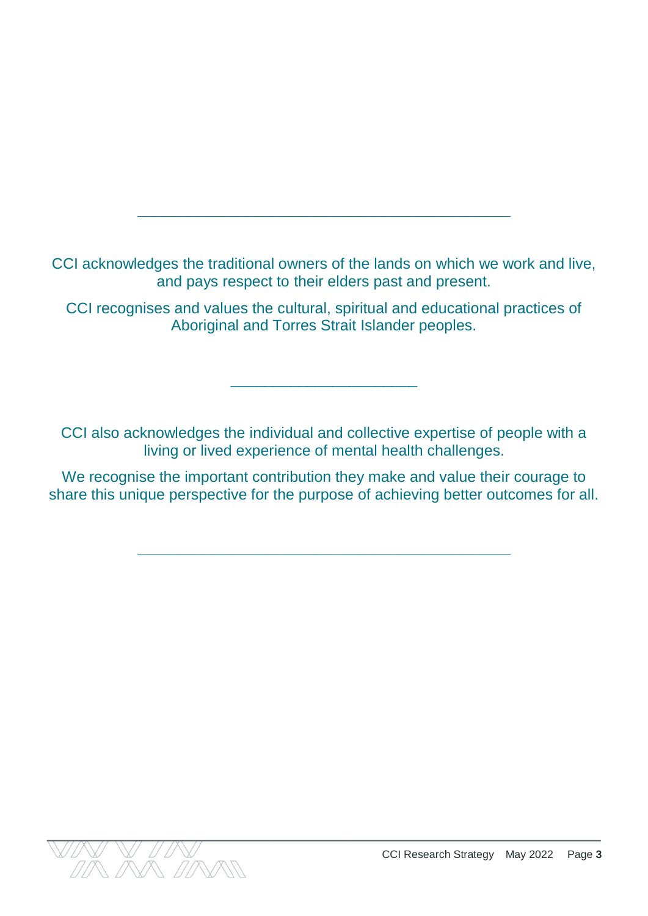---

CCI acknowledges the traditional owners of the lands on which we work and live, and pays respect to their elders past and present.

CCI recognises and values the cultural, spiritual and educational practices of Aboriginal and Torres Strait Islander peoples.

---

CCI also acknowledges the individual and collective expertise of people with a living or lived experience of mental health challenges.

We recognise the important contribution they make and value their courage to share this unique perspective for the purpose of achieving better outcomes for all.

---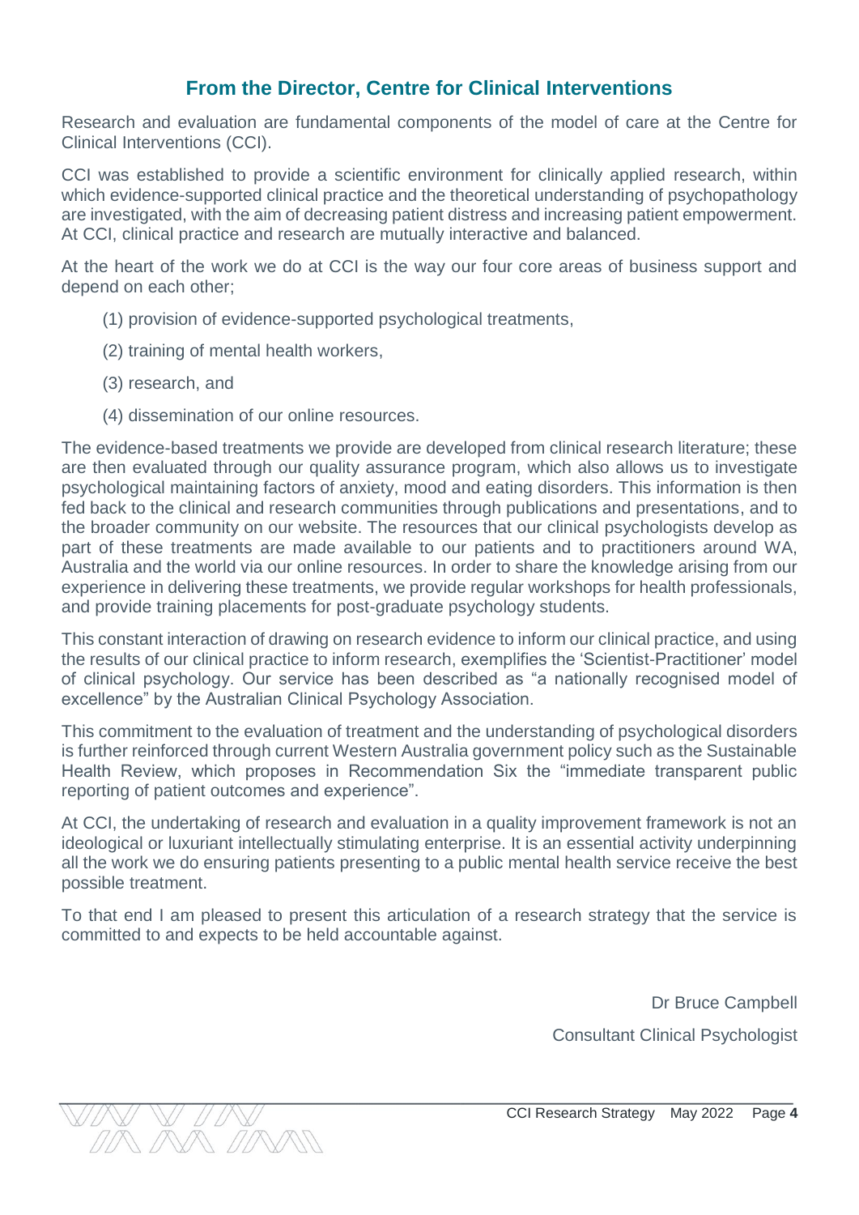## From the Director, Centre for Clinical Interventions

Research and evaluation are fundamental components of the model of care at the Centre for Clinical Interventions (CCI).

CCI was established to provide a scientific environment for clinically applied research, within which evidence-supported clinical practice and the theoretical understanding of psychopathology are investigated, with the aim of decreasing patient distress and increasing patient empowerment. At CCI, clinical practice and research are mutually interactive and balanced.

At the heart of the work we do at CCI is the way our four core areas of business support and depend on each other;

(1) provision of evidence-supported psychological treatments,

(2) training of mental health workers,

(3) research, and

(4) dissemination of our online resources.

The evidence-based treatments we provide are developed from clinical research literature; these are then evaluated through our quality assurance program, which also allows us to investigate psychological maintaining factors of anxiety, mood and eating disorders. This information is then fed back to the clinical and research communities through publications and presentations, and to the broader community on our website. The resources that our clinical psychologists develop as part of these treatments are made available to our patients and to practitioners around WA, Australia and the world via our online resources. In order to share the knowledge arising from our experience in delivering these treatments, we provide regular workshops for health professionals, and provide training placements for post-graduate psychology students.

This constant interaction of drawing on research evidence to inform our clinical practice, and using the results of our clinical practice to inform research, exemplifies the 'Scientist-Practitioner' model of clinical psychology. Our service has been described as "a nationally recognised model of excellence" by the Australian Clinical Psychology Association.

This commitment to the evaluation of treatment and the understanding of psychological disorders is further reinforced through current Western Australia government policy such as the Sustainable Health Review, which proposes in Recommendation Six the "immediate transparent public reporting of patient outcomes and experience".

At CCI, the undertaking of research and evaluation in a quality improvement framework is not an ideological or luxuriant intellectually stimulating enterprise. It is an essential activity underpinning all the work we do ensuring patients presenting to a public mental health service receive the best possible treatment.

To that end I am pleased to present this articulation of a research strategy that the service is committed to and expects to be held accountable against.

Dr Bruce Campbell

Consultant Clinical Psychologist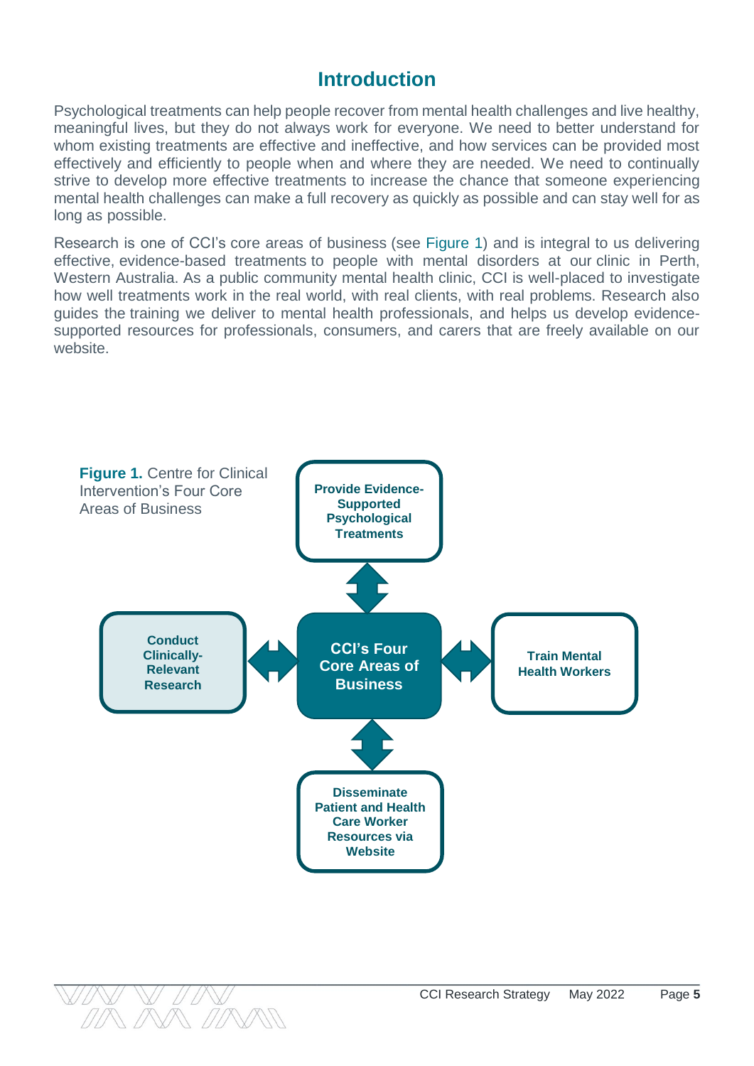# Introduction

Psychological treatments can help people recover from mental health challenges and live healthy, meaningful lives, but they do not always work for everyone. We need to better understand for whom existing treatments are effective and ineffective, and how services can be provided most effectively and efficiently to people when and where they are needed. We need to continually strive to develop more effective treatments to increase the chance that someone experiencing mental health challenges can make a full recovery as quickly as possible and can stay well for as long as possible.

Research is one of CCI's core areas of business (see Figure 1) and is integral to us delivering effective, evidence-based treatments to people with mental disorders at our clinic in Perth, Western Australia. As a public community mental health clinic, CCI is well-placed to investigate how well treatments work in the real world, with real clients, with real problems. Research also guides the training we deliver to mental health professionals, and helps us develop evidence-supported resources for professionals, consumers, and carers that are freely available on our website.

**Figure 1.** Centre for Clinical Intervention's Four Core Areas of Business

**CCI's Four Core Areas of Business**

- **Provide Evidence-Supported Psychological Treatments**
- **Conduct Clinically-Relevant Research**
- **Train Mental Health Workers**
- **Disseminate Patient and Health Care Worker Resources via Website**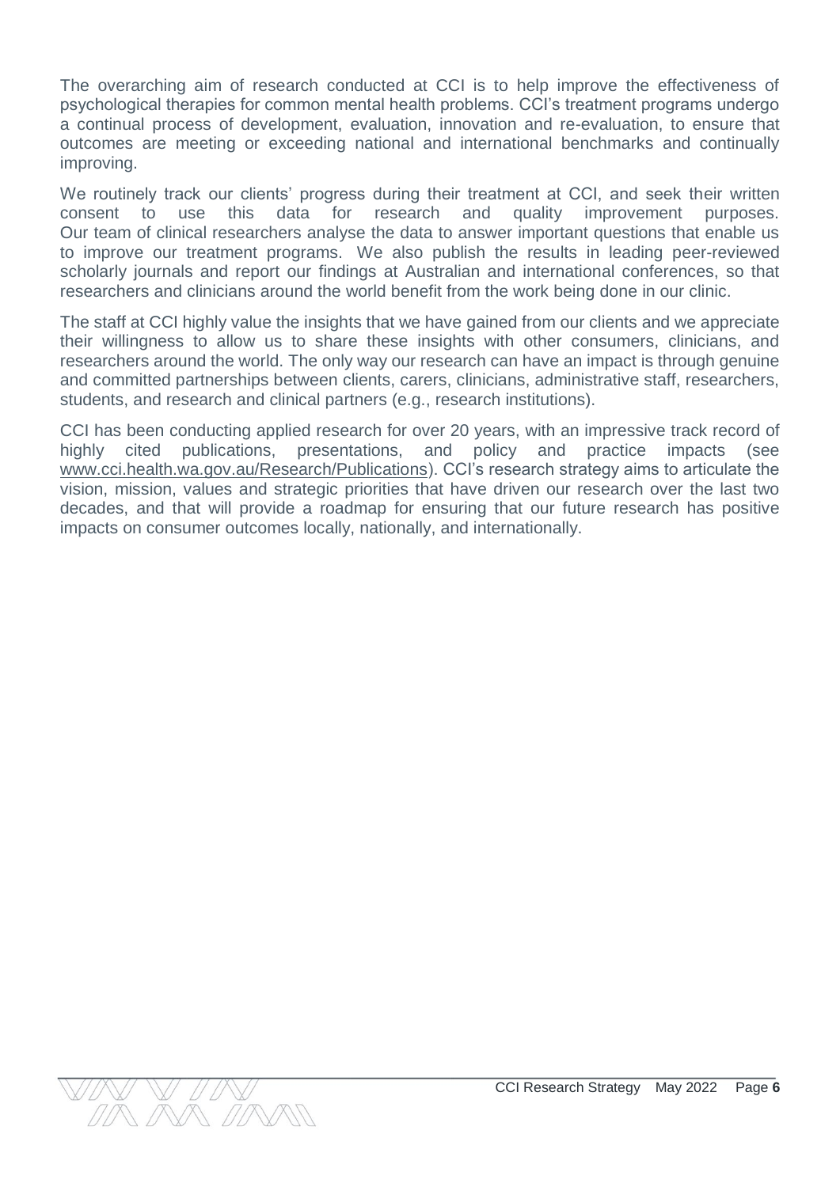The overarching aim of research conducted at CCI is to help improve the effectiveness of psychological therapies for common mental health problems. CCI's treatment programs undergo a continual process of development, evaluation, innovation and re-evaluation, to ensure that outcomes are meeting or exceeding national and international benchmarks and continually improving.

We routinely track our clients' progress during their treatment at CCI, and seek their written consent to use this data for research and quality improvement purposes. Our team of clinical researchers analyse the data to answer important questions that enable us to improve our treatment programs. We also publish the results in leading peer-reviewed scholarly journals and report our findings at Australian and international conferences, so that researchers and clinicians around the world benefit from the work being done in our clinic.

The staff at CCI highly value the insights that we have gained from our clients and we appreciate their willingness to allow us to share these insights with other consumers, clinicians, and researchers around the world. The only way our research can have an impact is through genuine and committed partnerships between clients, carers, clinicians, administrative staff, researchers, students, and research and clinical partners (e.g., research institutions).

CCI has been conducting applied research for over 20 years, with an impressive track record of highly cited publications, presentations, and policy and practice impacts (see www.cci.health.wa.gov.au/Research/Publications). CCI's research strategy aims to articulate the vision, mission, values and strategic priorities that have driven our research over the last two decades, and that will provide a roadmap for ensuring that our future research has positive impacts on consumer outcomes locally, nationally, and internationally.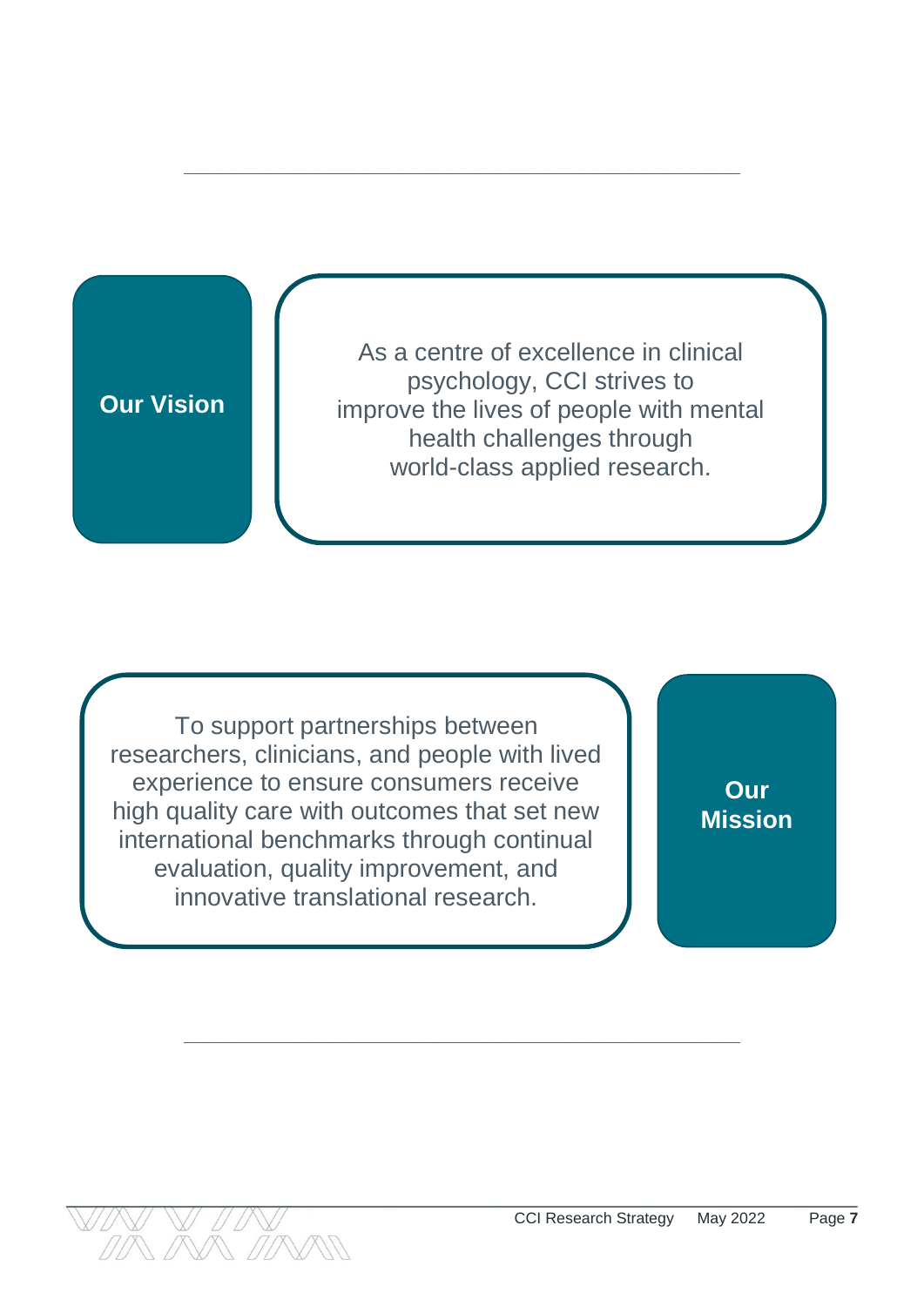## Our Vision

As a centre of excellence in clinical psychology, CCI strives to improve the lives of people with mental health challenges through world-class applied research.

## Our Mission

To support partnerships between researchers, clinicians, and people with lived experience to ensure consumers receive high quality care with outcomes that set new international benchmarks through continual evaluation, quality improvement, and innovative translational research.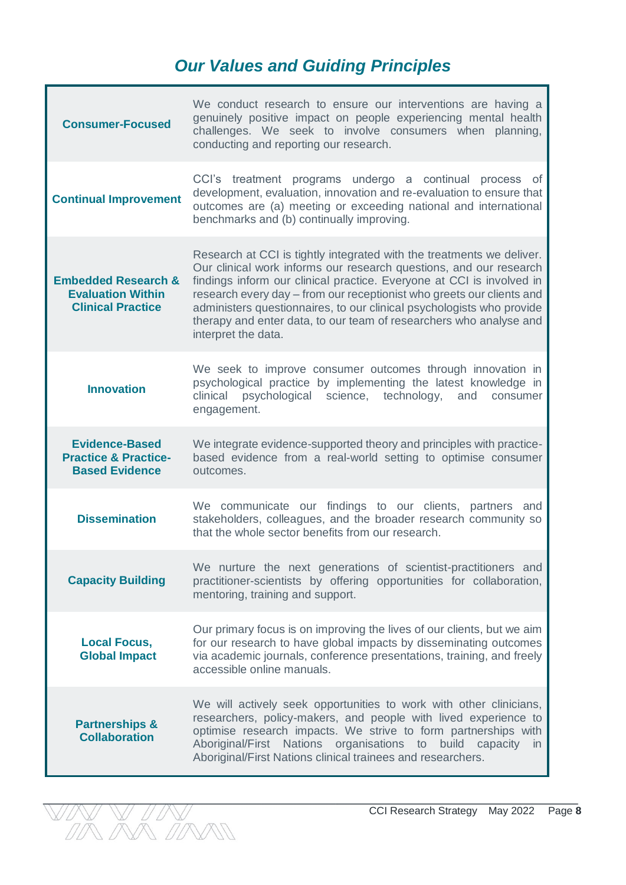# *Our Values and Guiding Principles*

| | |
|---|---|
| **Consumer-Focused** | We conduct research to ensure our interventions are having a genuinely positive impact on people experiencing mental health challenges. We seek to involve consumers when planning, conducting and reporting our research. |
| **Continual Improvement** | CCI's treatment programs undergo a continual process of development, evaluation, innovation and re-evaluation to ensure that outcomes are (a) meeting or exceeding national and international benchmarks and (b) continually improving. |
| **Embedded Research & Evaluation Within Clinical Practice** | Research at CCI is tightly integrated with the treatments we deliver. Our clinical work informs our research questions, and our research findings inform our clinical practice. Everyone at CCI is involved in research every day – from our receptionist who greets our clients and administers questionnaires, to our clinical psychologists who provide therapy and enter data, to our team of researchers who analyse and interpret the data. |
| **Innovation** | We seek to improve consumer outcomes through innovation in psychological practice by implementing the latest knowledge in clinical psychological science, technology, and consumer engagement. |
| **Evidence-Based Practice & Practice-Based Evidence** | We integrate evidence-supported theory and principles with practice-based evidence from a real-world setting to optimise consumer outcomes. |
| **Dissemination** | We communicate our findings to our clients, partners and stakeholders, colleagues, and the broader research community so that the whole sector benefits from our research. |
| **Capacity Building** | We nurture the next generations of scientist-practitioners and practitioner-scientists by offering opportunities for collaboration, mentoring, training and support. |
| **Local Focus, Global Impact** | Our primary focus is on improving the lives of our clients, but we aim for our research to have global impacts by disseminating outcomes via academic journals, conference presentations, training, and freely accessible online manuals. |
| **Partnerships & Collaboration** | We will actively seek opportunities to work with other clinicians, researchers, policy-makers, and people with lived experience to optimise research impacts. We strive to form partnerships with Aboriginal/First Nations organisations to build capacity in Aboriginal/First Nations clinical trainees and researchers. |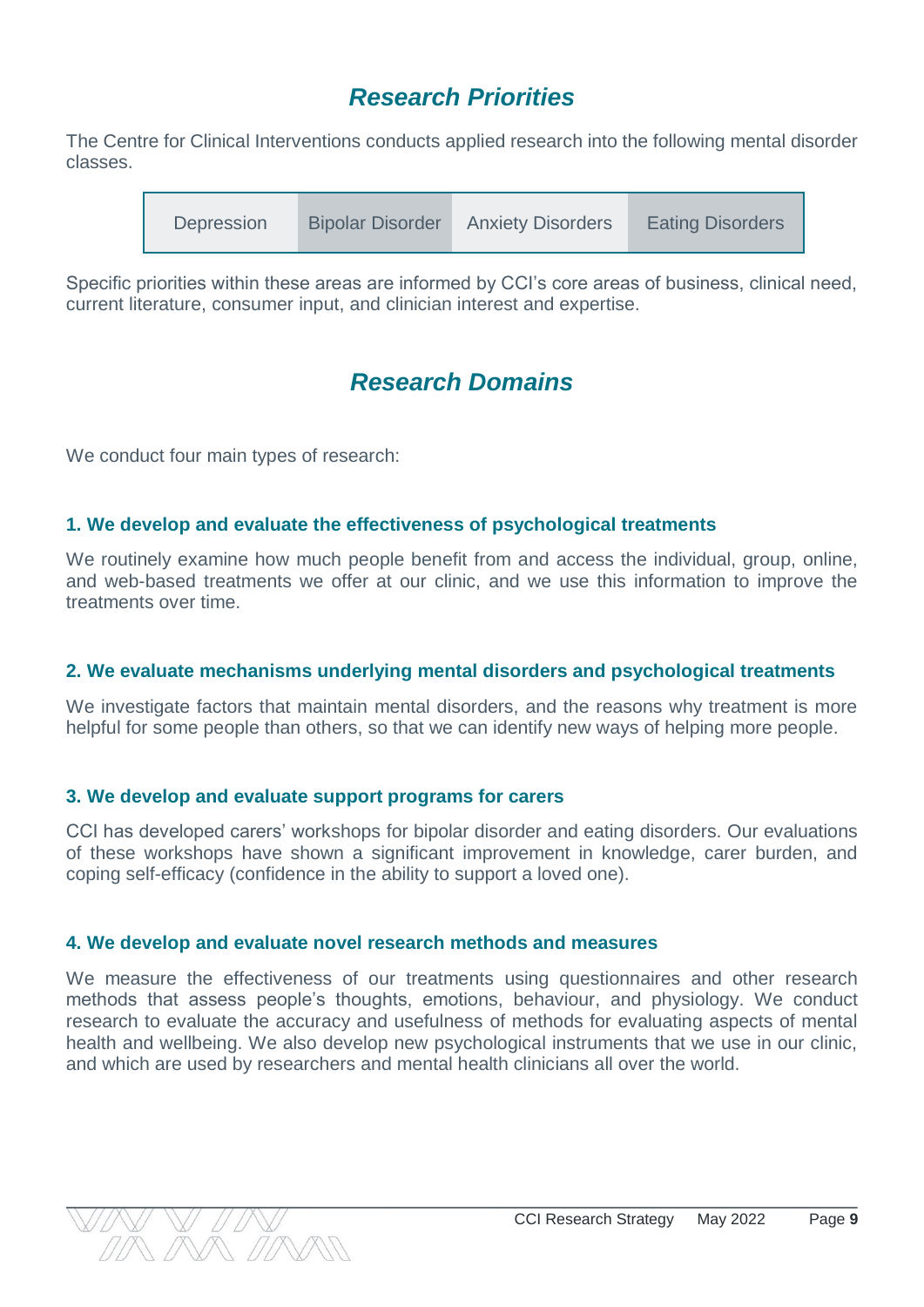## *Research Priorities*

The Centre for Clinical Interventions conducts applied research into the following mental disorder classes.

| Depression | Bipolar Disorder | Anxiety Disorders | Eating Disorders |
|---|---|---|---|

Specific priorities within these areas are informed by CCI's core areas of business, clinical need, current literature, consumer input, and clinician interest and expertise.

## *Research Domains*

We conduct four main types of research:

### 1. We develop and evaluate the effectiveness of psychological treatments

We routinely examine how much people benefit from and access the individual, group, online, and web-based treatments we offer at our clinic, and we use this information to improve the treatments over time.

### 2. We evaluate mechanisms underlying mental disorders and psychological treatments

We investigate factors that maintain mental disorders, and the reasons why treatment is more helpful for some people than others, so that we can identify new ways of helping more people.

### 3. We develop and evaluate support programs for carers

CCI has developed carers' workshops for bipolar disorder and eating disorders. Our evaluations of these workshops have shown a significant improvement in knowledge, carer burden, and coping self-efficacy (confidence in the ability to support a loved one).

### 4. We develop and evaluate novel research methods and measures

We measure the effectiveness of our treatments using questionnaires and other research methods that assess people's thoughts, emotions, behaviour, and physiology. We conduct research to evaluate the accuracy and usefulness of methods for evaluating aspects of mental health and wellbeing. We also develop new psychological instruments that we use in our clinic, and which are used by researchers and mental health clinicians all over the world.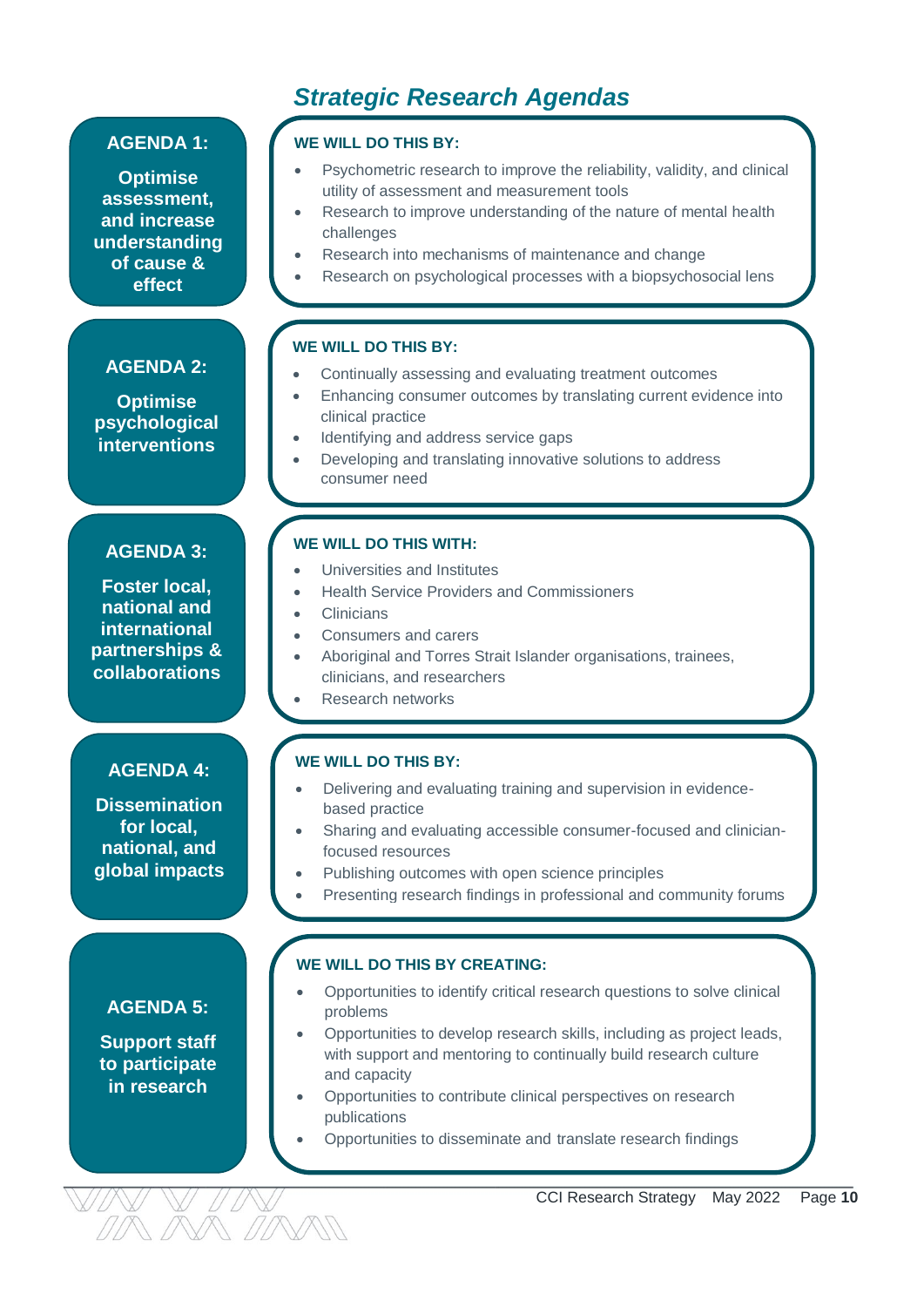# *Strategic Research Agendas*

## AGENDA 1: Optimise assessment, and increase understanding of cause & effect

**WE WILL DO THIS BY:**

- Psychometric research to improve the reliability, validity, and clinical utility of assessment and measurement tools
- Research to improve understanding of the nature of mental health challenges
- Research into mechanisms of maintenance and change
- Research on psychological processes with a biopsychosocial lens

## AGENDA 2: Optimise psychological interventions

**WE WILL DO THIS BY:**

- Continually assessing and evaluating treatment outcomes
- Enhancing consumer outcomes by translating current evidence into clinical practice
- Identifying and address service gaps
- Developing and translating innovative solutions to address consumer need

## AGENDA 3: Foster local, national and international partnerships & collaborations

**WE WILL DO THIS WITH:**

- Universities and Institutes
- Health Service Providers and Commissioners
- Clinicians
- Consumers and carers
- Aboriginal and Torres Strait Islander organisations, trainees, clinicians, and researchers
- Research networks

## AGENDA 4: Dissemination for local, national, and global impacts

**WE WILL DO THIS BY:**

- Delivering and evaluating training and supervision in evidence-based practice
- Sharing and evaluating accessible consumer-focused and clinician-focused resources
- Publishing outcomes with open science principles
- Presenting research findings in professional and community forums

## AGENDA 5: Support staff to participate in research

**WE WILL DO THIS BY CREATING:**

- Opportunities to identify critical research questions to solve clinical problems
- Opportunities to develop research skills, including as project leads, with support and mentoring to continually build research culture and capacity
- Opportunities to contribute clinical perspectives on research publications
- Opportunities to disseminate and translate research findings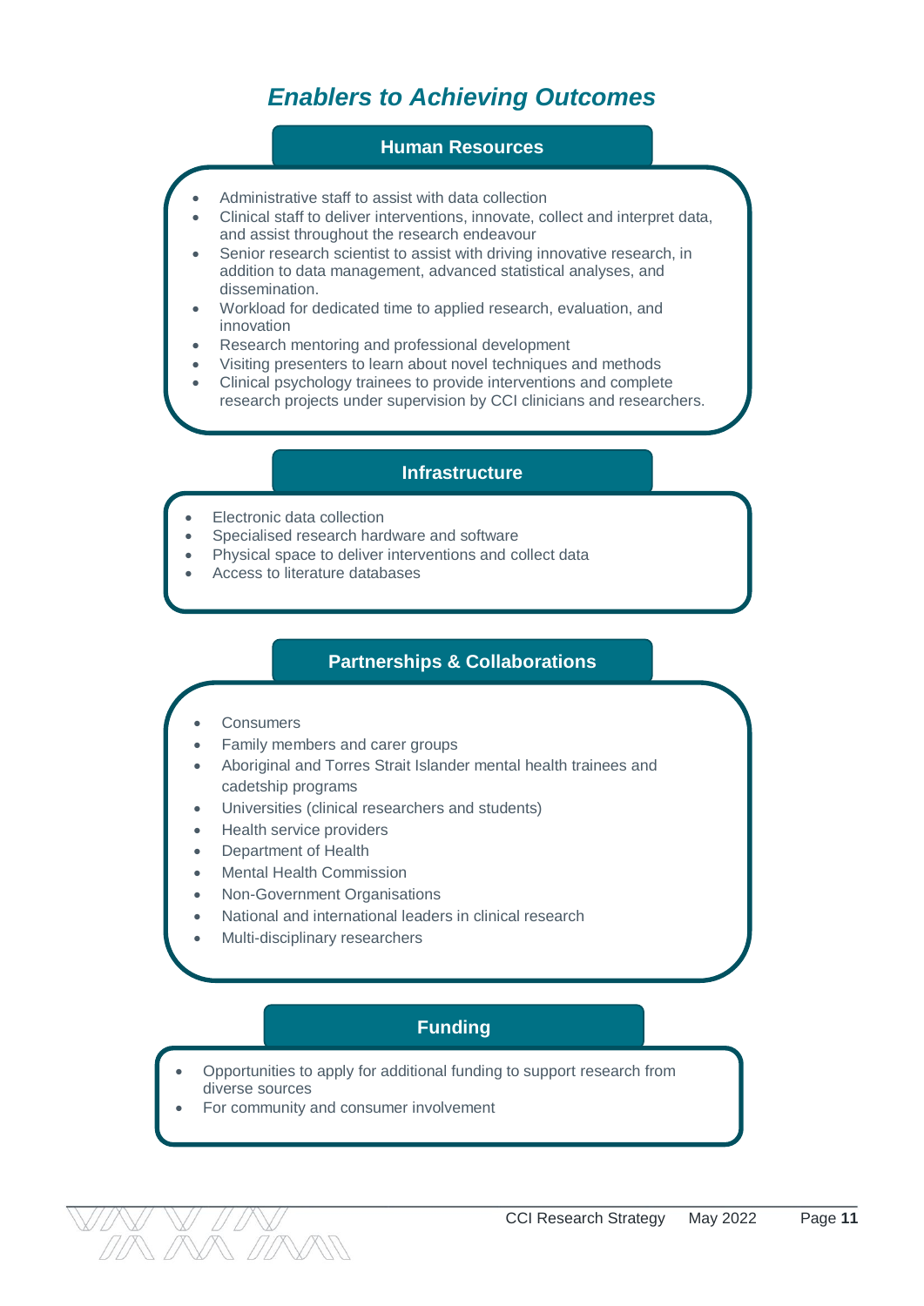# *Enablers to Achieving Outcomes*

## Human Resources

- Administrative staff to assist with data collection
- Clinical staff to deliver interventions, innovate, collect and interpret data, and assist throughout the research endeavour
- Senior research scientist to assist with driving innovative research, in addition to data management, advanced statistical analyses, and dissemination.
- Workload for dedicated time to applied research, evaluation, and innovation
- Research mentoring and professional development
- Visiting presenters to learn about novel techniques and methods
- Clinical psychology trainees to provide interventions and complete research projects under supervision by CCI clinicians and researchers.

## Infrastructure

- Electronic data collection
- Specialised research hardware and software
- Physical space to deliver interventions and collect data
- Access to literature databases

## Partnerships & Collaborations

- Consumers
- Family members and carer groups
- Aboriginal and Torres Strait Islander mental health trainees and cadetship programs
- Universities (clinical researchers and students)
- Health service providers
- Department of Health
- Mental Health Commission
- Non-Government Organisations
- National and international leaders in clinical research
- Multi-disciplinary researchers

## Funding

- Opportunities to apply for additional funding to support research from diverse sources
- For community and consumer involvement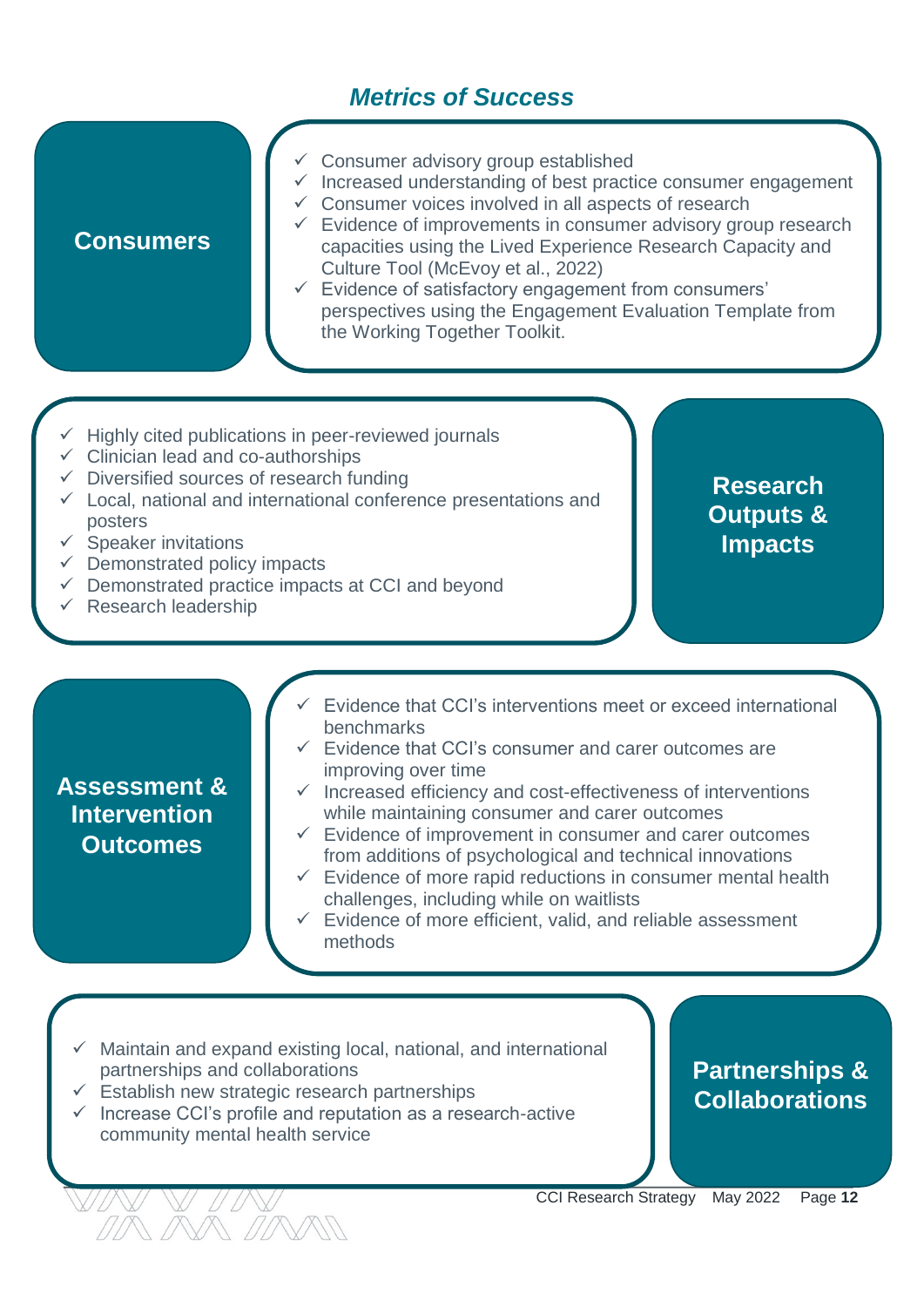## *Metrics of Success*

### Consumers

- ✓ Consumer advisory group established
- ✓ Increased understanding of best practice consumer engagement
- ✓ Consumer voices involved in all aspects of research
- ✓ Evidence of improvements in consumer advisory group research capacities using the Lived Experience Research Capacity and Culture Tool (McEvoy et al., 2022)
- ✓ Evidence of satisfactory engagement from consumers' perspectives using the Engagement Evaluation Template from the Working Together Toolkit.

### Research Outputs & Impacts

- ✓ Highly cited publications in peer-reviewed journals
- ✓ Clinician lead and co-authorships
- ✓ Diversified sources of research funding
- ✓ Local, national and international conference presentations and posters
- ✓ Speaker invitations
- ✓ Demonstrated policy impacts
- ✓ Demonstrated practice impacts at CCI and beyond
- ✓ Research leadership

### Assessment & Intervention Outcomes

- ✓ Evidence that CCI's interventions meet or exceed international benchmarks
- ✓ Evidence that CCI's consumer and carer outcomes are improving over time
- ✓ Increased efficiency and cost-effectiveness of interventions while maintaining consumer and carer outcomes
- ✓ Evidence of improvement in consumer and carer outcomes from additions of psychological and technical innovations
- ✓ Evidence of more rapid reductions in consumer mental health challenges, including while on waitlists
- ✓ Evidence of more efficient, valid, and reliable assessment methods

### Partnerships & Collaborations

- ✓ Maintain and expand existing local, national, and international partnerships and collaborations
- ✓ Establish new strategic research partnerships
- ✓ Increase CCI's profile and reputation as a research-active community mental health service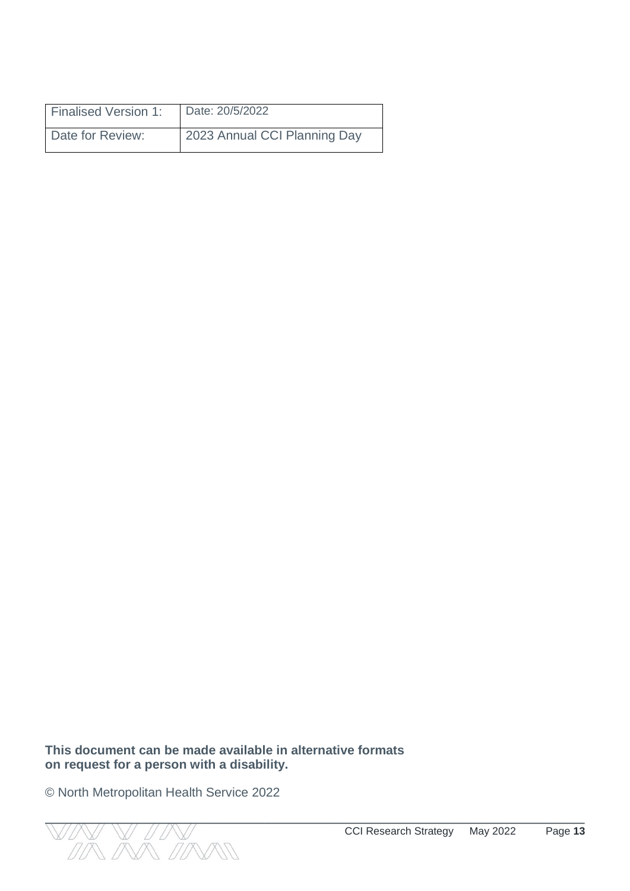| | |
|---|---|
| Finalised Version 1: | Date: 20/5/2022 |
| Date for Review: | 2023 Annual CCI Planning Day |

**This document can be made available in alternative formats on request for a person with a disability.**

© North Metropolitan Health Service 2022